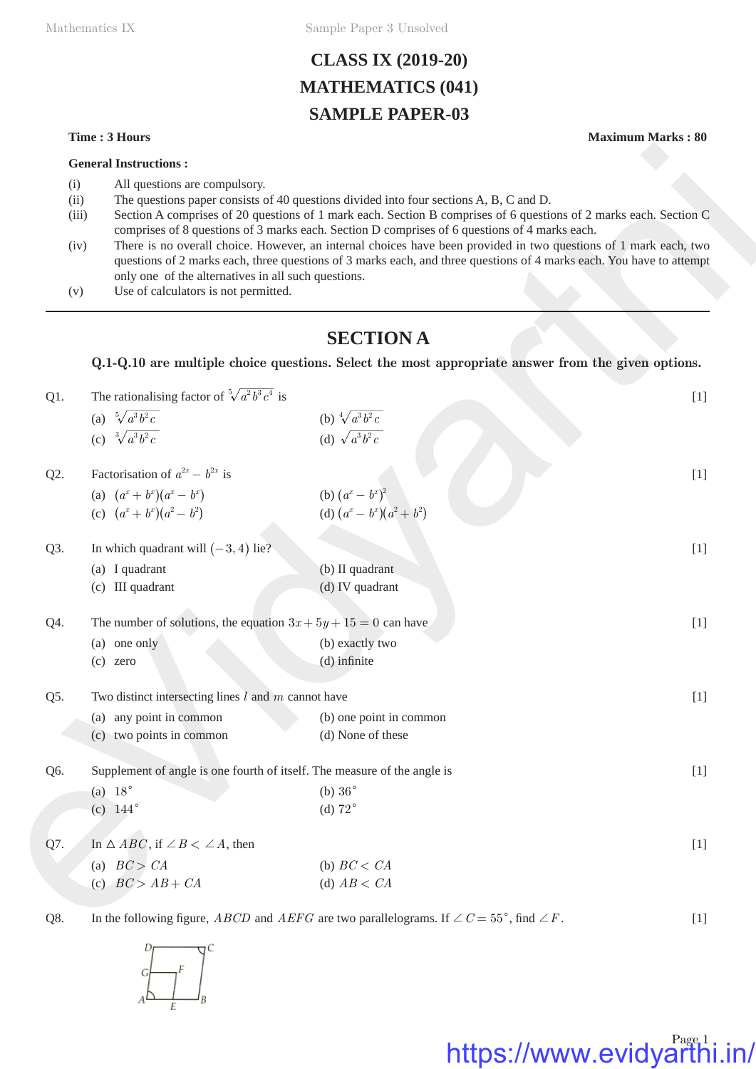# CLASS IX (2019-20)
# MATHEMATICS (041)
# SAMPLE PAPER-03

**Time : 3 Hours** **Maximum Marks : 80**

**General Instructions :**

(i) All questions are compulsory.

(ii) The questions paper consists of 40 questions divided into four sections A, B, C and D.

(iii) Section A comprises of 20 questions of 1 mark each. Section B comprises of 6 questions of 2 marks each. Section C comprises of 8 questions of 3 marks each. Section D comprises of 6 questions of 4 marks each.

(iv) There is no overall choice. However, an internal choices have been provided in two questions of 1 mark each, two questions of 2 marks each, three questions of 3 marks each, and three questions of 4 marks each. You have to attempt only one of the alternatives in all such questions.

(v) Use of calculators is not permitted.

---

## SECTION A

**Q.1-Q.10 are multiple choice questions. Select the most appropriate answer from the given options.**

Q1. The rationalising factor of $\sqrt[5]{a^2b^3c^4}$ is [1]

(a) $\sqrt[5]{a^3b^2c}$ (b) $\sqrt[4]{a^3b^2c}$
(c) $\sqrt[3]{a^3b^2c}$ (d) $\sqrt{a^3b^2c}$

Q2. Factorisation of $a^{2x} - b^{2x}$ is [1]

(a) $(a^x + b^x)(a^x - b^x)$ (b) $(a^x - b^x)^2$
(c) $(a^x + b^x)(a^2 - b^2)$ (d) $(a^x - b^x)(a^2 + b^2)$

Q3. In which quadrant will $(-3, 4)$ lie? [1]

(a) I quadrant (b) II quadrant
(c) III quadrant (d) IV quadrant

Q4. The number of solutions, the equation $3x + 5y + 15 = 0$ can have [1]

(a) one only (b) exactly two
(c) zero (d) infinite

Q5. Two distinct intersecting lines $l$ and $m$ cannot have [1]

(a) any point in common (b) one point in common
(c) two points in common (d) None of these

Q6. Supplement of angle is one fourth of itself. The measure of the angle is [1]

(a) $18^\circ$ (b) $36^\circ$
(c) $144^\circ$ (d) $72^\circ$

Q7. In $\triangle ABC$, if $\angle B < \angle A$, then [1]

(a) $BC > CA$ (b) $BC < CA$
(c) $BC > AB + CA$ (d) $AB < CA$

Q8. In the following figure, $ABCD$ and $AEFG$ are two parallelograms. If $\angle C = 55^\circ$, find $\angle F$. [1]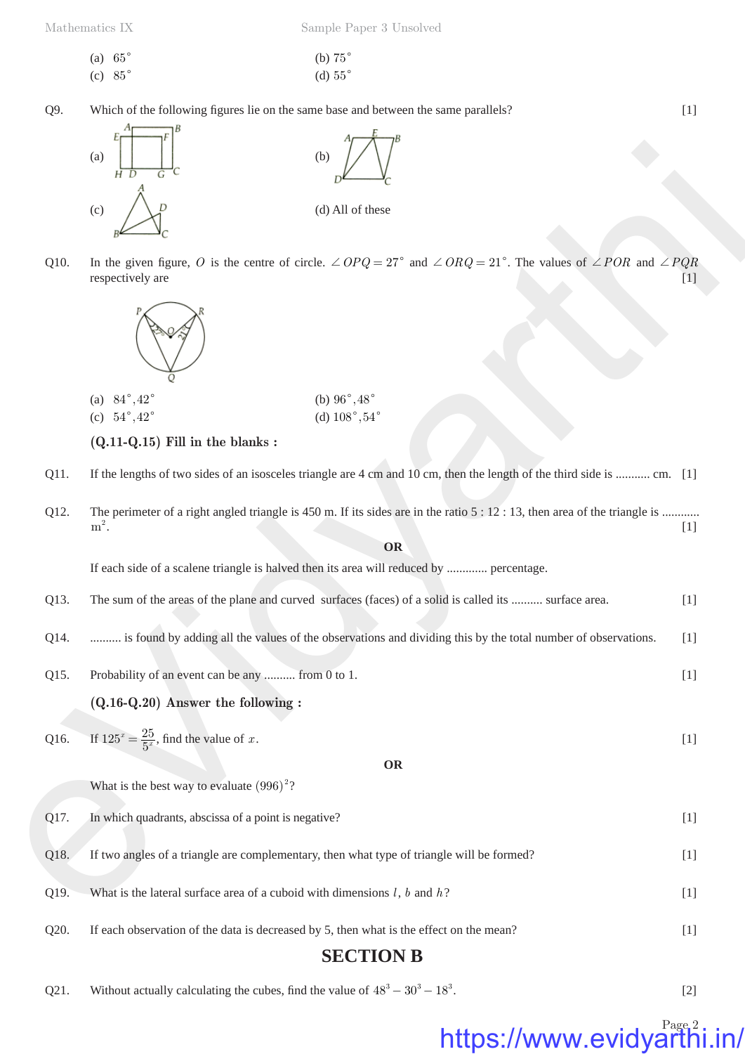(a) $65^\circ$  (b) $75^\circ$
(c) $85^\circ$  (d) $55^\circ$

Q9. Which of the following figures lie on the same base and between the same parallels? [1]

(a)  (b)

(c)  (d) All of these

Q10. In the given figure, $O$ is the centre of circle. $\angle OPQ = 27^\circ$ and $\angle ORQ = 21^\circ$. The values of $\angle POR$ and $\angle PQR$ respectively are [1]

(a) $84^\circ, 42^\circ$  (b) $96^\circ, 48^\circ$
(c) $54^\circ, 42^\circ$  (d) $108^\circ, 54^\circ$

**(Q.11-Q.15) Fill in the blanks :**

Q11. If the lengths of two sides of an isosceles triangle are 4 cm and 10 cm, then the length of the third side is ........... cm. [1]

Q12. The perimeter of a right angled triangle is 450 m. If its sides are in the ratio 5 : 12 : 13, then area of the triangle is ............ $m^2$. [1]

**OR**

If each side of a scalene triangle is halved then its area will reduced by ............ percentage.

Q13. The sum of the areas of the plane and curved surfaces (faces) of a solid is called its .......... surface area. [1]

Q14. .......... is found by adding all the values of the observations and dividing this by the total number of observations. [1]

Q15. Probability of an event can be any .......... from 0 to 1. [1]

**(Q.16-Q.20) Answer the following :**

Q16. If $125^x = \frac{25}{5^x}$, find the value of $x$. [1]

**OR**

What is the best way to evaluate $(996)^2$?

Q17. In which quadrants, abscissa of a point is negative? [1]

Q18. If two angles of a triangle are complementary, then what type of triangle will be formed? [1]

Q19. What is the lateral surface area of a cuboid with dimensions $l$, $b$ and $h$? [1]

Q20. If each observation of the data is decreased by 5, then what is the effect on the mean? [1]

## SECTION B

Q21. Without actually calculating the cubes, find the value of $48^3 - 30^3 - 18^3$. [2]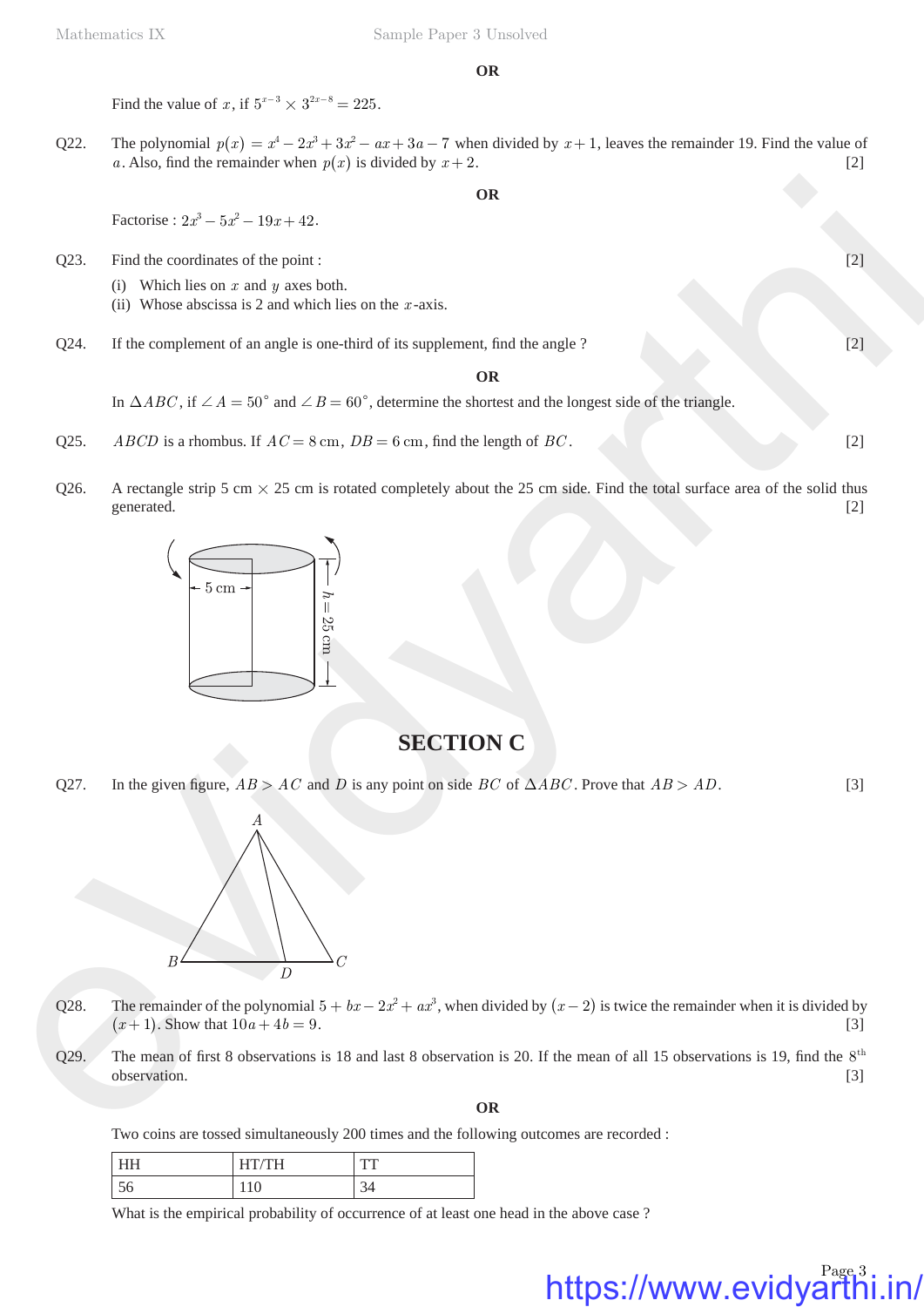**OR**

Find the value of $x$, if $5^{x-3} \times 3^{2x-8} = 225$.

Q22. The polynomial $p(x) = x^4 - 2x^3 + 3x^2 - ax + 3a - 7$ when divided by $x + 1$, leaves the remainder 19. Find the value of $a$. Also, find the remainder when $p(x)$ is divided by $x + 2$. [2]

**OR**

Factorise : $2x^3 - 5x^2 - 19x + 42$.

Q23. Find the coordinates of the point : [2]

(i) Which lies on $x$ and $y$ axes both.
(ii) Whose abscissa is 2 and which lies on the $x$-axis.

Q24. If the complement of an angle is one-third of its supplement, find the angle ? [2]

**OR**

In $\Delta ABC$, if $\angle A = 50^\circ$ and $\angle B = 60^\circ$, determine the shortest and the longest side of the triangle.

Q25. $ABCD$ is a rhombus. If $AC = 8$ cm, $DB = 6$ cm, find the length of $BC$. [2]

Q26. A rectangle strip 5 cm $\times$ 25 cm is rotated completely about the 25 cm side. Find the total surface area of the solid thus generated. [2]

## SECTION C

Q27. In the given figure, $AB > AC$ and $D$ is any point on side $BC$ of $\Delta ABC$. Prove that $AB > AD$. [3]

Q28. The remainder of the polynomial $5 + bx - 2x^2 + ax^3$, when divided by $(x - 2)$ is twice the remainder when it is divided by $(x + 1)$. Show that $10a + 4b = 9$. [3]

Q29. The mean of first 8 observations is 18 and last 8 observation is 20. If the mean of all 15 observations is 19, find the $8^{th}$ observation. [3]

**OR**

Two coins are tossed simultaneously 200 times and the following outcomes are recorded :

| HH | HT/TH | TT |
|---|---|---|
| 56 | 110 | 34 |

What is the empirical probability of occurrence of at least one head in the above case ?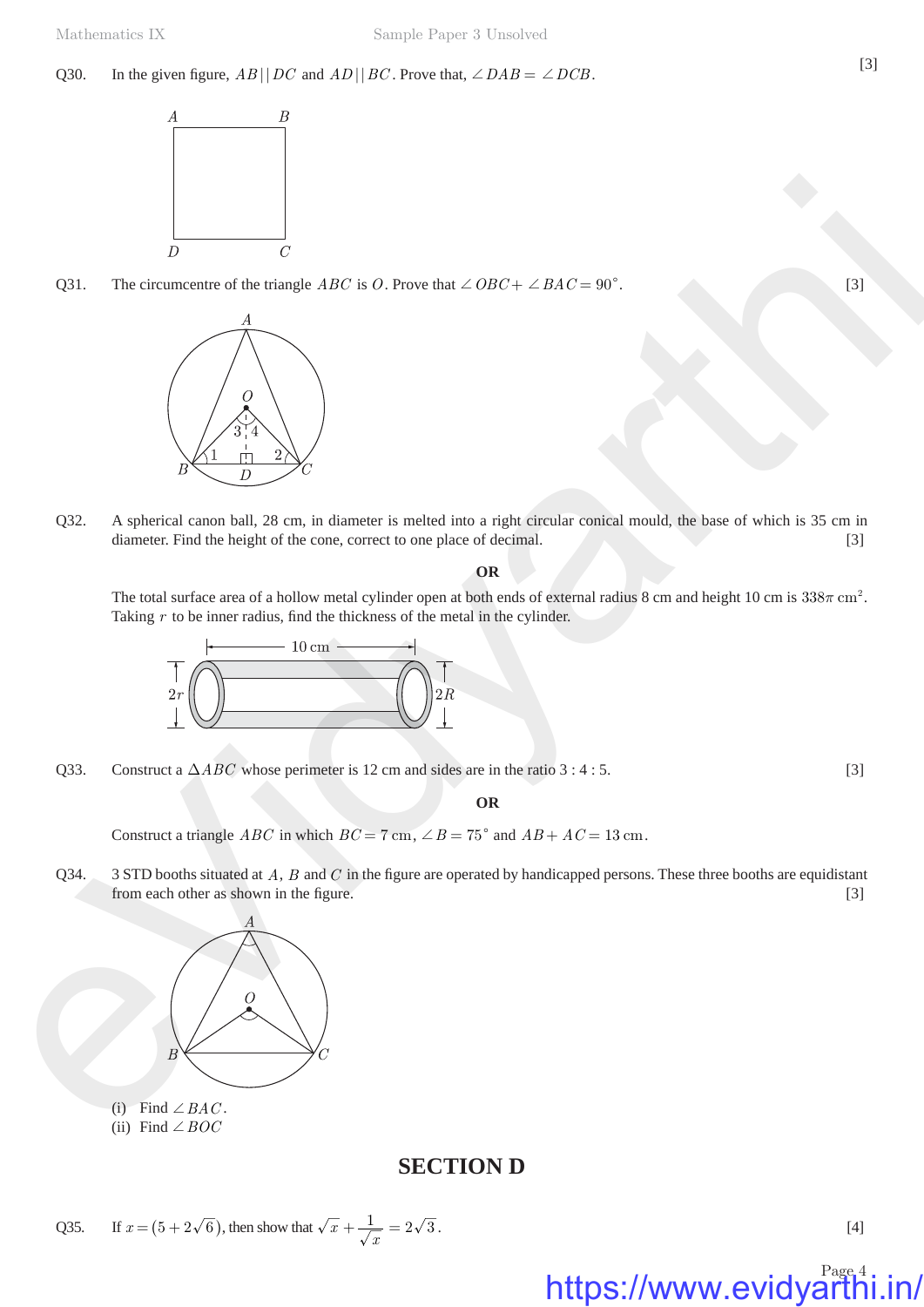Q30. In the given figure, $AB || DC$ and $AD || BC$. Prove that, $\angle DAB = \angle DCB$. [3]

Q31. The circumcentre of the triangle $ABC$ is $O$. Prove that $\angle OBC + \angle BAC = 90^\circ$. [3]

Q32. A spherical canon ball, 28 cm, in diameter is melted into a right circular conical mould, the base of which is 35 cm in diameter. Find the height of the cone, correct to one place of decimal. [3]

**OR**

The total surface area of a hollow metal cylinder open at both ends of external radius 8 cm and height 10 cm is $338\pi$ cm$^2$. Taking $r$ to be inner radius, find the thickness of the metal in the cylinder.

Q33. Construct a $\Delta ABC$ whose perimeter is 12 cm and sides are in the ratio 3 : 4 : 5. [3]

**OR**

Construct a triangle $ABC$ in which $BC = 7$ cm, $\angle B = 75^\circ$ and $AB + AC = 13$ cm.

Q34. 3 STD booths situated at $A$, $B$ and $C$ in the figure are operated by handicapped persons. These three booths are equidistant from each other as shown in the figure. [3]

(i) Find $\angle BAC$.
(ii) Find $\angle BOC$

## SECTION D

Q35. If $x = (5 + 2\sqrt{6})$, then show that $\sqrt{x} + \dfrac{1}{\sqrt{x}} = 2\sqrt{3}$. [4]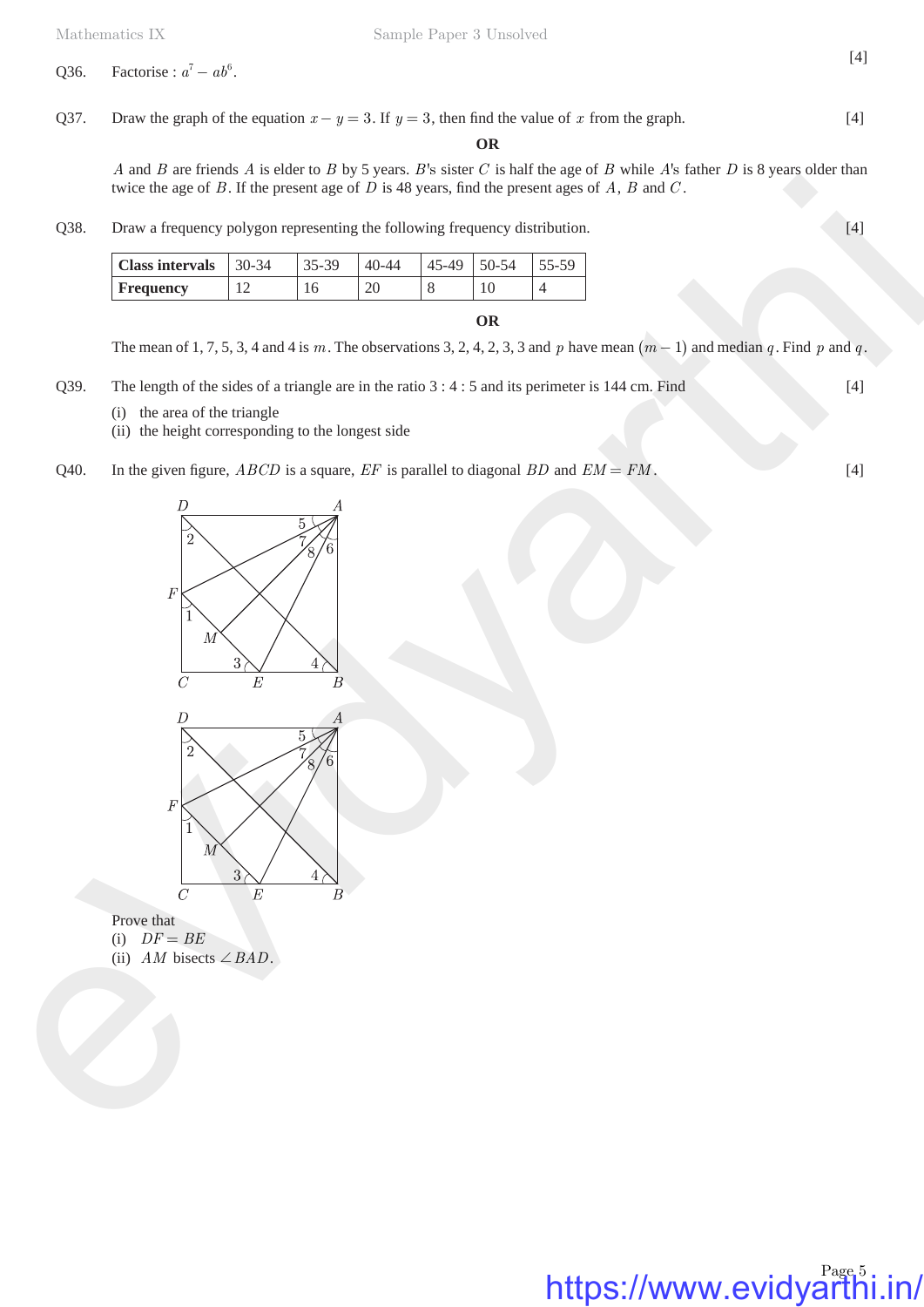Q36. Factorise : $a^7 - ab^6$. [4]

Q37. Draw the graph of the equation $x - y = 3$. If $y = 3$, then find the value of $x$ from the graph. [4]

**OR**

$A$ and $B$ are friends $A$ is elder to $B$ by 5 years. $B$'s sister $C$ is half the age of $B$ while $A$'s father $D$ is 8 years older than twice the age of $B$. If the present age of $D$ is 48 years, find the present ages of $A$, $B$ and $C$.

Q38. Draw a frequency polygon representing the following frequency distribution. [4]

| **Class intervals** | 30-34 | 35-39 | 40-44 | 45-49 | 50-54 | 55-59 |
|---|---|---|---|---|---|---|
| **Frequency** | 12 | 16 | 20 | 8 | 10 | 4 |

**OR**

The mean of 1, 7, 5, 3, 4 and 4 is $m$. The observations 3, 2, 4, 2, 3, 3 and $p$ have mean $(m-1)$ and median $q$. Find $p$ and $q$.

Q39. The length of the sides of a triangle are in the ratio 3 : 4 : 5 and its perimeter is 144 cm. Find [4]

(i) the area of the triangle
(ii) the height corresponding to the longest side

Q40. In the given figure, $ABCD$ is a square, $EF$ is parallel to diagonal $BD$ and $EM = FM$. [4]

D A
5
7 6
2 8
F
1
M
3 4
C E B

D A
5
7 6
2 8
F
1
M
3 4
C E B

Prove that
(i) $DF = BE$
(ii) $AM$ bisects $\angle BAD$.